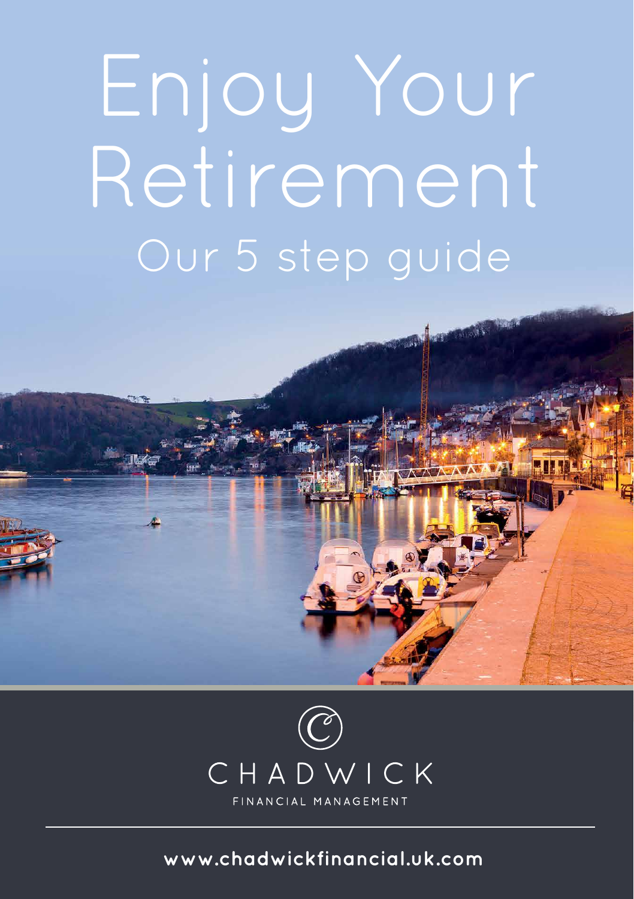# Enjoy Your Retirement

## Our 5 step guide

CHADWICK

FINANCIAL MANAGEMENT

www.chadwickfinancial.uk.com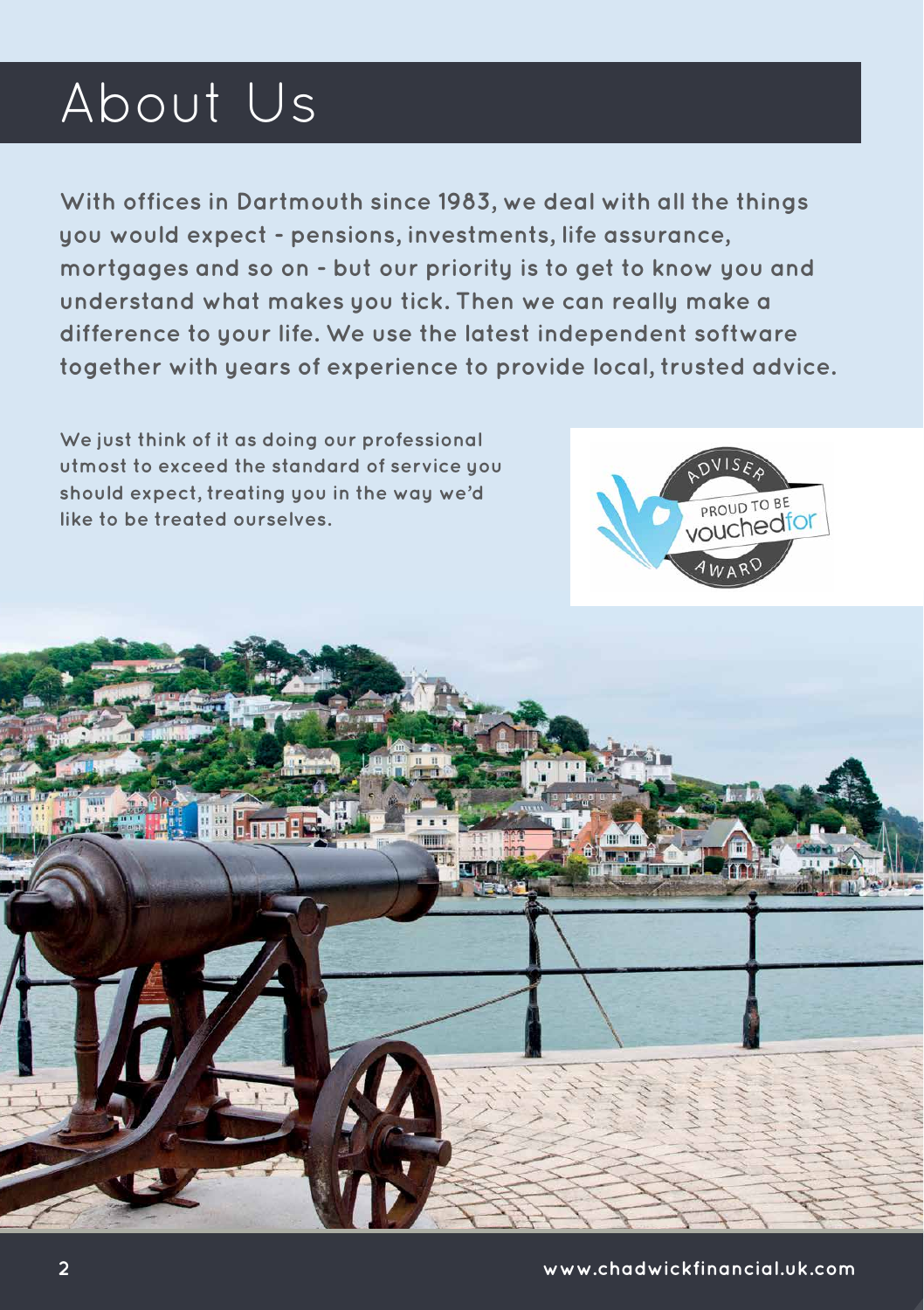# About Us

**With offices in Dartmouth since 1983, we deal with all the things you would expect - pensions, investments, life assurance, mortgages and so on - but our priority is to get to know you and understand what makes you tick. Then we can really make a difference to your life. We use the latest independent software together with years of experience to provide local, trusted advice.**

We just think of it as doing our professional utmost to exceed the standard of service you should expect, treating you in the way we'd like to be treated ourselves.

www.chadwickfinancial.uk.com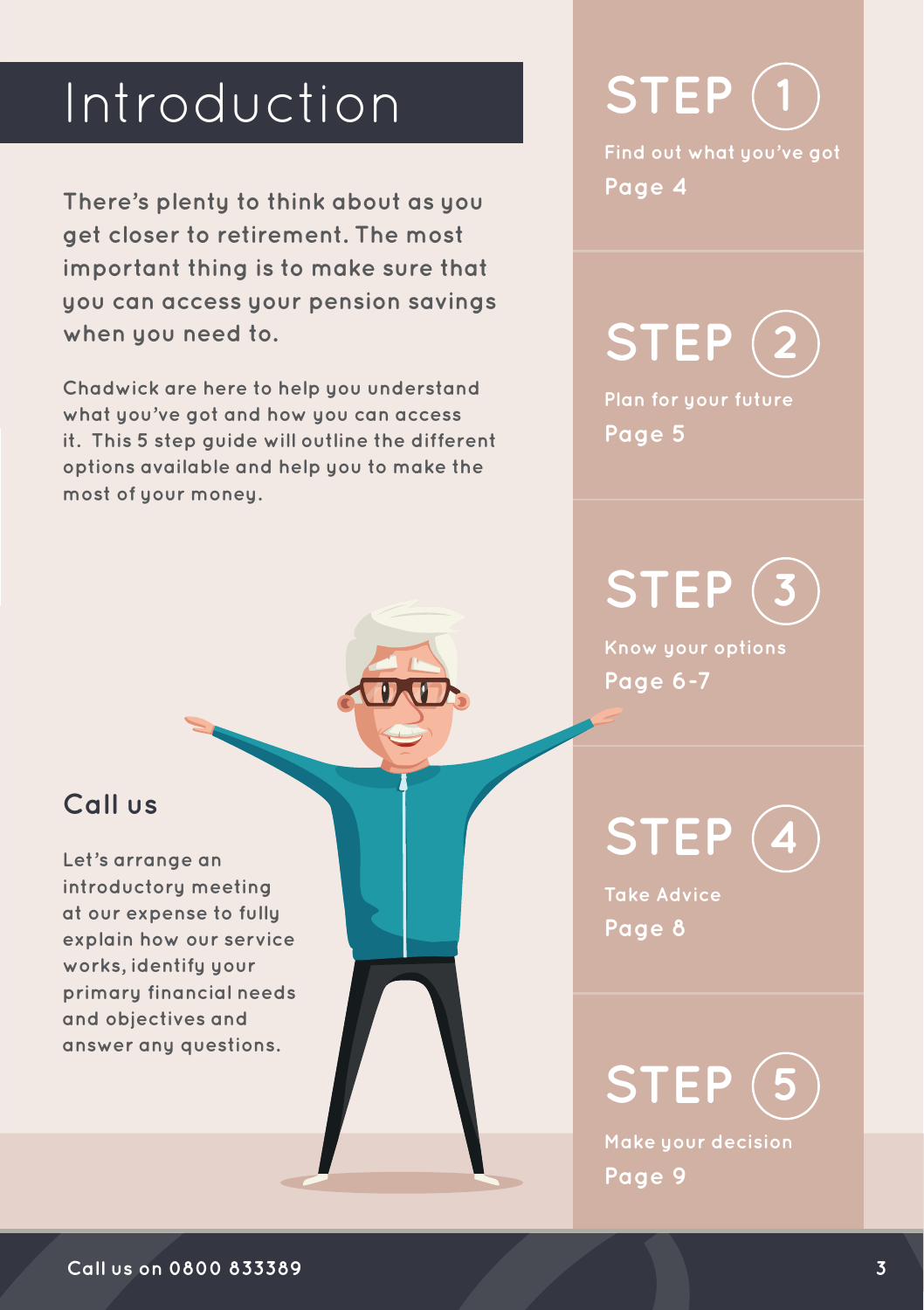# Introduction

**There's plenty to think about as you get closer to retirement. The most important thing is to make sure that you can access your pension savings when you need to.**

Chadwick are here to help you understand what you've got and how you can access it. This 5 step guide will outline the different options available and help you to make the most of your money.

## Call us

Let's arrange an introductory meeting at our expense to fully explain how our service works, identify your primary financial needs and objectives and answer any questions.

## STEP 1

Find out what you've got

Page 4

## STEP 2

Plan for your future

Page 5

## STEP 3

Know your options

Page 6-7

## STEP 4

Take Advice

Page 8

## STEP 5

Make your decision

Page 9

Call us on 0800 833389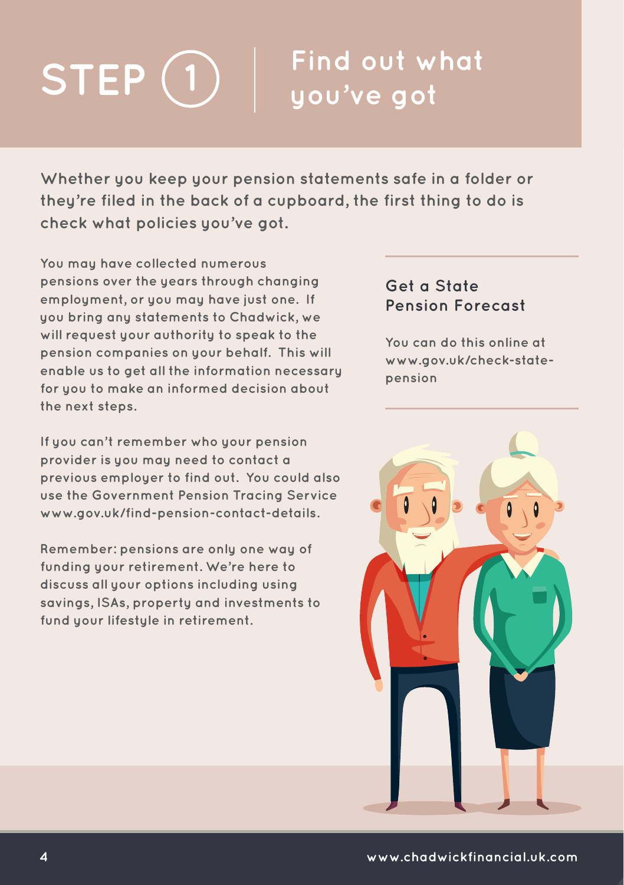# STEP 1 | Find out what you've got

**Whether you keep your pension statements safe in a folder or they're filed in the back of a cupboard, the first thing to do is check what policies you've got.**

You may have collected numerous pensions over the years through changing employment, or you may have just one. If you bring any statements to Chadwick, we will request your authority to speak to the pension companies on your behalf. This will enable us to get all the information necessary for you to make an informed decision about the next steps.

If you can't remember who your pension provider is you may need to contact a previous employer to find out. You could also use the Government Pension Tracing Service www.gov.uk/find-pension-contact-details.

Remember: pensions are only one way of funding your retirement. We're here to discuss all your options including using savings, ISAs, property and investments to fund your lifestyle in retirement.

### Get a State Pension Forecast

You can do this online at www.gov.uk/check-state-pension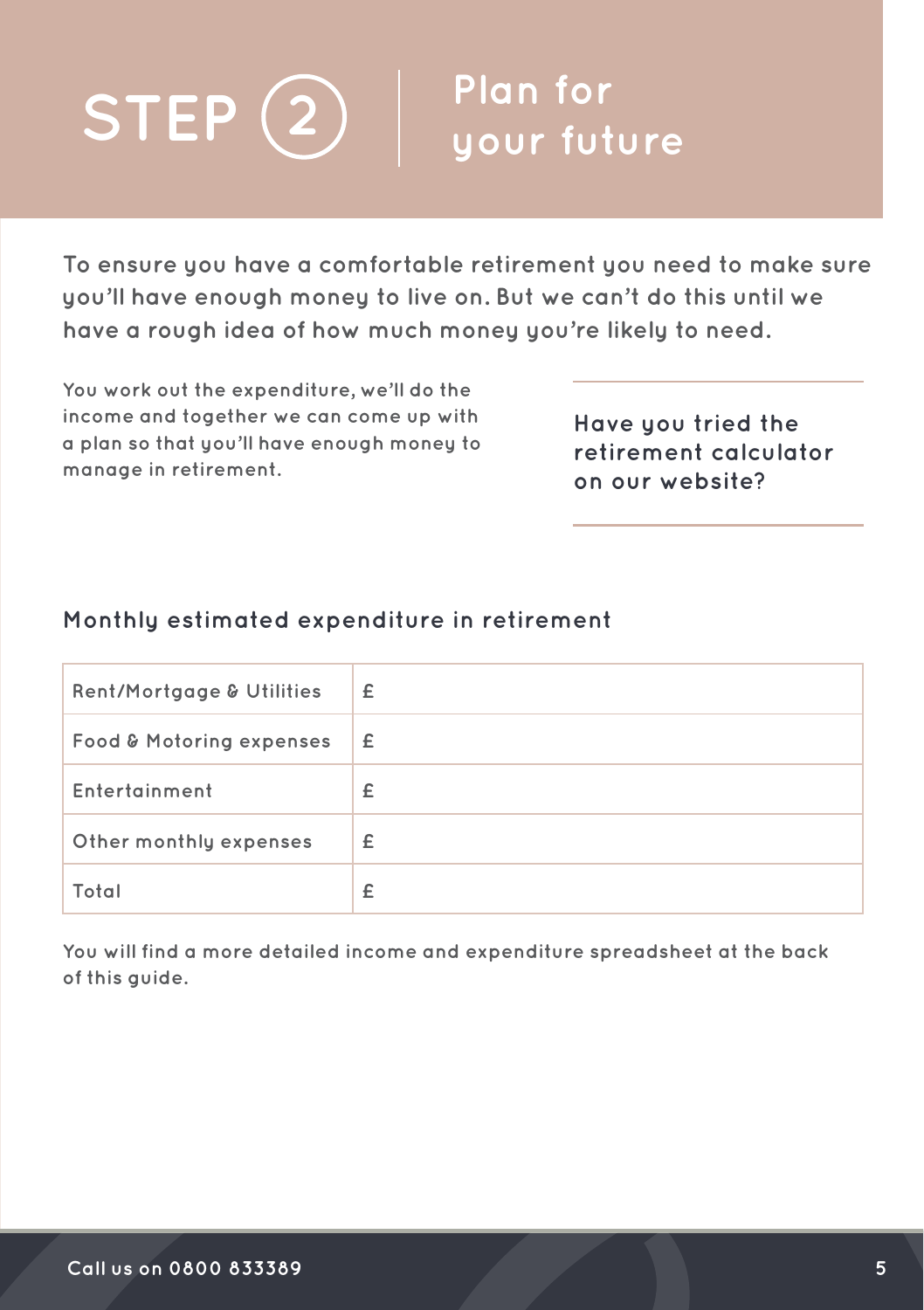# STEP 2 | Plan for your future

**To ensure you have a comfortable retirement you need to make sure you'll have enough money to live on. But we can't do this until we have a rough idea of how much money you're likely to need.**

You work out the expenditure, we'll do the income and together we can come up with a plan so that you'll have enough money to manage in retirement.

**Have you tried the retirement calculator on our website?**

## Monthly estimated expenditure in retirement

| | |
|---|---|
| Rent/Mortgage & Utilities | £ |
| Food & Motoring expenses | £ |
| Entertainment | £ |
| Other monthly expenses | £ |
| Total | £ |

You will find a more detailed income and expenditure spreadsheet at the back of this guide.

Call us on 0800 833389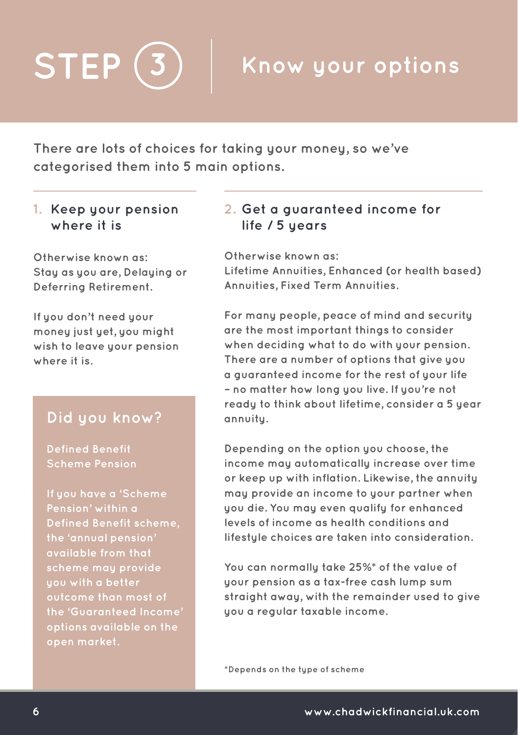# STEP 3 | Know your options

**There are lots of choices for taking your money, so we've categorised them into 5 main options.**

### 1. Keep your pension where it is

Otherwise known as:
Stay as you are, Delaying or Deferring Retirement.

If you don't need your money just yet, you might wish to leave your pension where it is.

### Did you know?

**Defined Benefit Scheme Pension**

If you have a 'Scheme Pension' within a Defined Benefit scheme, the 'annual pension' available from that scheme may provide you with a better outcome than most of the 'Guaranteed Income' options available on the open market.

### 2. Get a guaranteed income for life / 5 years

Otherwise known as:
Lifetime Annuities, Enhanced (or health based) Annuities, Fixed Term Annuities.

For many people, peace of mind and security are the most important things to consider when deciding what to do with your pension. There are a number of options that give you a guaranteed income for the rest of your life – no matter how long you live. If you're not ready to think about lifetime, consider a 5 year annuity.

Depending on the option you choose, the income may automatically increase over time or keep up with inflation. Likewise, the annuity may provide an income to your partner when you die. You may even qualify for enhanced levels of income as health conditions and lifestyle choices are taken into consideration.

You can normally take 25%* of the value of your pension as a tax-free cash lump sum straight away, with the remainder used to give you a regular taxable income.

*Depends on the type of scheme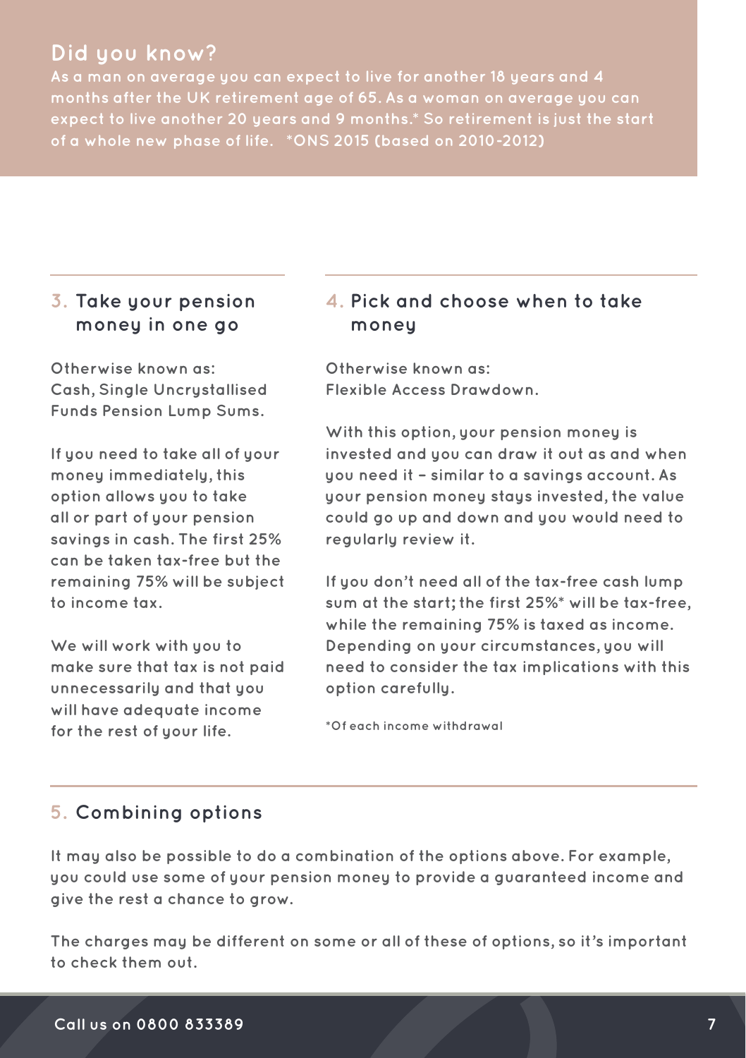## Did you know?

As a man on average you can expect to live for another 18 years and 4 months after the UK retirement age of 65. As a woman on average you can expect to live another 20 years and 9 months.* So retirement is just the start of a whole new phase of life. *ONS 2015 (based on 2010-2012)

## 3. Take your pension money in one go

Otherwise known as:
Cash, Single Uncrystallised Funds Pension Lump Sums.

If you need to take all of your money immediately, this option allows you to take all or part of your pension savings in cash. The first 25% can be taken tax-free but the remaining 75% will be subject to income tax.

We will work with you to make sure that tax is not paid unnecessarily and that you will have adequate income for the rest of your life.

## 4. Pick and choose when to take money

Otherwise known as:
Flexible Access Drawdown.

With this option, your pension money is invested and you can draw it out as and when you need it – similar to a savings account. As your pension money stays invested, the value could go up and down and you would need to regularly review it.

If you don't need all of the tax-free cash lump sum at the start; the first 25%* will be tax-free, while the remaining 75% is taxed as income. Depending on your circumstances, you will need to consider the tax implications with this option carefully.

*Of each income withdrawal

## 5. Combining options

It may also be possible to do a combination of the options above. For example, you could use some of your pension money to provide a guaranteed income and give the rest a chance to grow.

The charges may be different on some or all of these of options, so it's important to check them out.

Call us on 0800 833389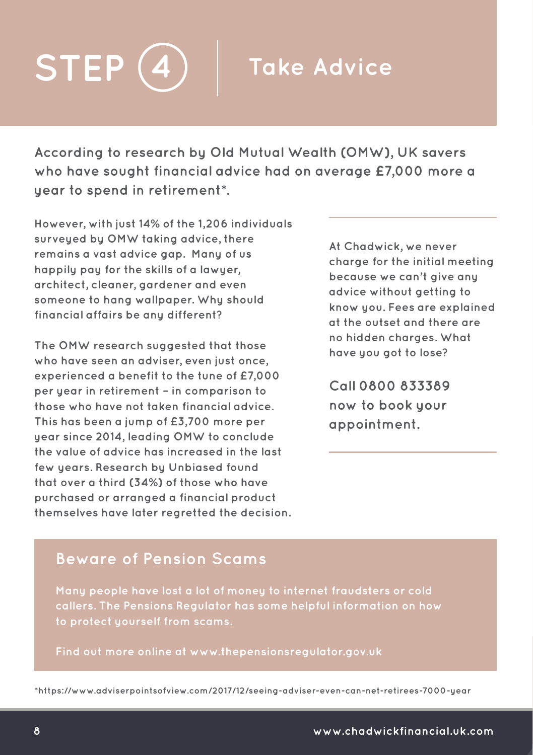# STEP 4 | Take Advice

**According to research by Old Mutual Wealth (OMW), UK savers who have sought financial advice had on average £7,000 more a year to spend in retirement*.**

However, with just 14% of the 1,206 individuals surveyed by OMW taking advice, there remains a vast advice gap. Many of us happily pay for the skills of a lawyer, architect, cleaner, gardener and even someone to hang wallpaper. Why should financial affairs be any different?

The OMW research suggested that those who have seen an adviser, even just once, experienced a benefit to the tune of £7,000 per year in retirement – in comparison to those who have not taken financial advice. This has been a jump of £3,700 more per year since 2014, leading OMW to conclude the value of advice has increased in the last few years. Research by Unbiased found that over a third (34%) of those who have purchased or arranged a financial product themselves have later regretted the decision.

At Chadwick, we never charge for the initial meeting because we can't give any advice without getting to know you. Fees are explained at the outset and there are no hidden charges. What have you got to lose?

**Call 0800 833389 now to book your appointment.**

## Beware of Pension Scams

Many people have lost a lot of money to internet fraudsters or cold callers. The Pensions Regulator has some helpful information on how to protect yourself from scams.

Find out more online at www.thepensionsregulator.gov.uk

*https://www.adviserpointsofview.com/2017/12/seeing-adviser-even-can-net-retirees-7000-year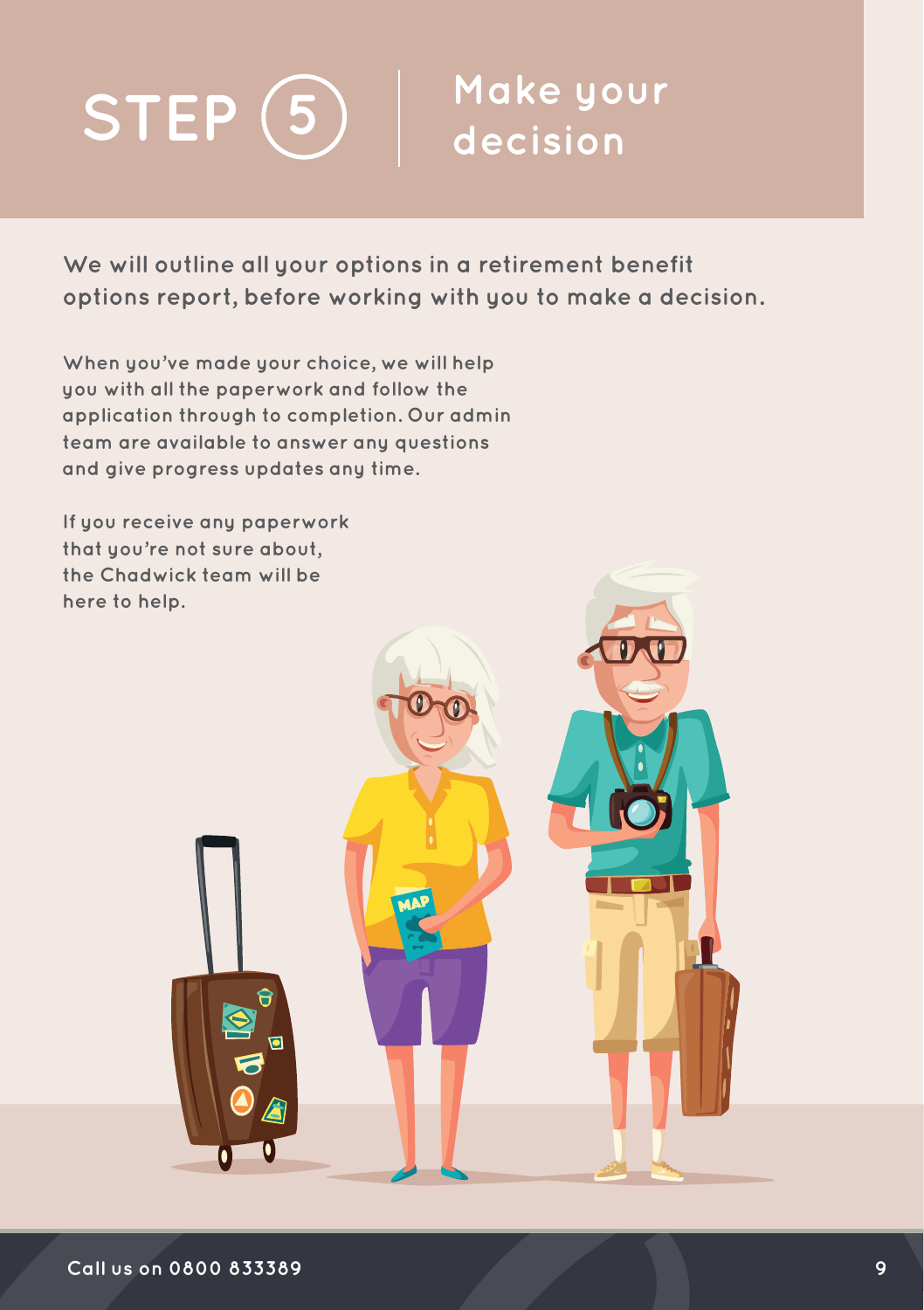# STEP 5 | Make your decision

**We will outline all your options in a retirement benefit options report, before working with you to make a decision.**

When you've made your choice, we will help you with all the paperwork and follow the application through to completion. Our admin team are available to answer any questions and give progress updates any time.

If you receive any paperwork that you're not sure about, the Chadwick team will be here to help.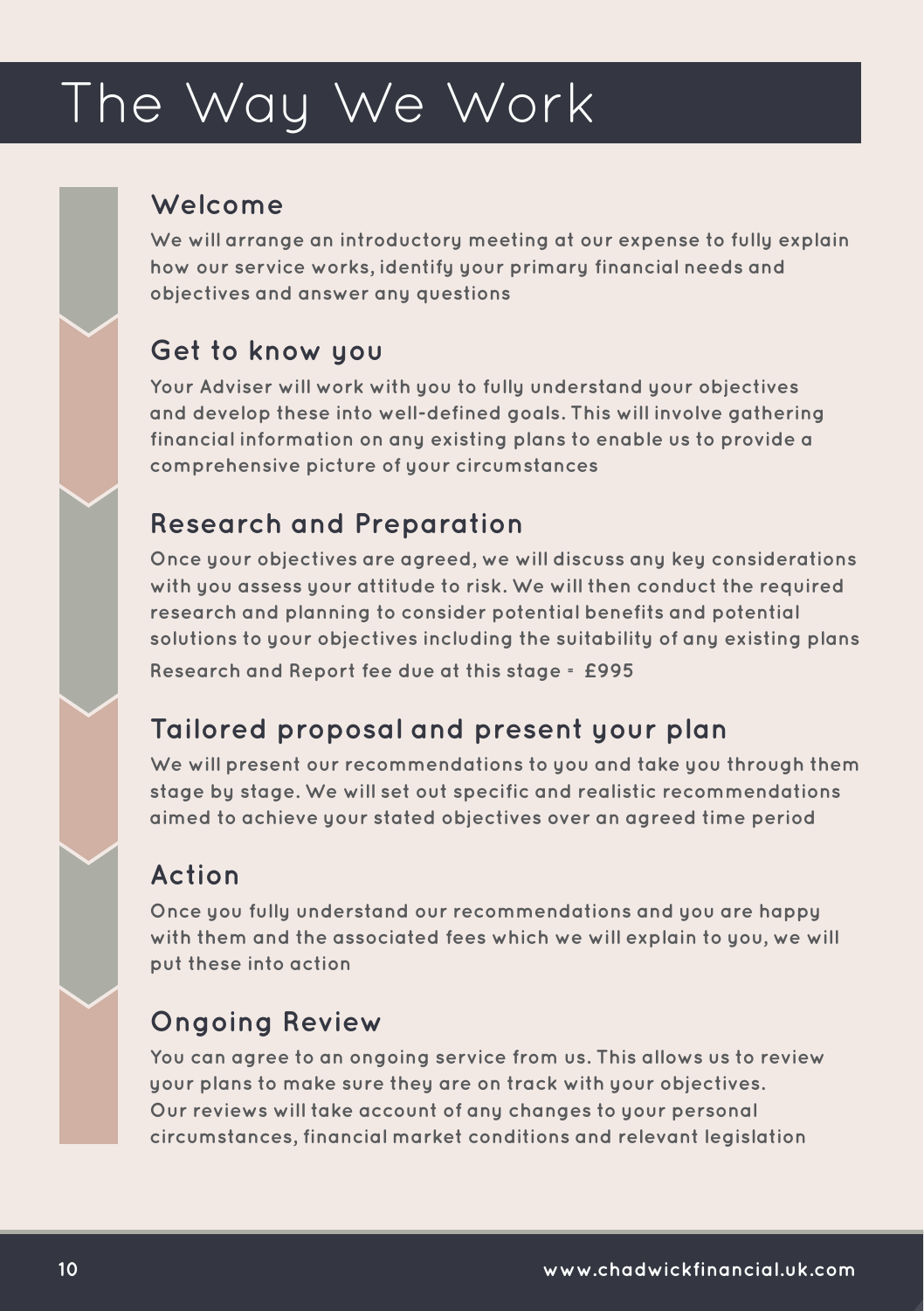# The Way We Work

## Welcome

We will arrange an introductory meeting at our expense to fully explain how our service works, identify your primary financial needs and objectives and answer any questions

## Get to know you

Your Adviser will work with you to fully understand your objectives and develop these into well-defined goals. This will involve gathering financial information on any existing plans to enable us to provide a comprehensive picture of your circumstances

## Research and Preparation

Once your objectives are agreed, we will discuss any key considerations with you assess your attitude to risk. We will then conduct the required research and planning to consider potential benefits and potential solutions to your objectives including the suitability of any existing plans

Research and Report fee due at this stage - £995

## Tailored proposal and present your plan

We will present our recommendations to you and take you through them stage by stage. We will set out specific and realistic recommendations aimed to achieve your stated objectives over an agreed time period

## Action

Once you fully understand our recommendations and you are happy with them and the associated fees which we will explain to you, we will put these into action

## Ongoing Review

You can agree to an ongoing service from us. This allows us to review your plans to make sure they are on track with your objectives. Our reviews will take account of any changes to your personal circumstances, financial market conditions and relevant legislation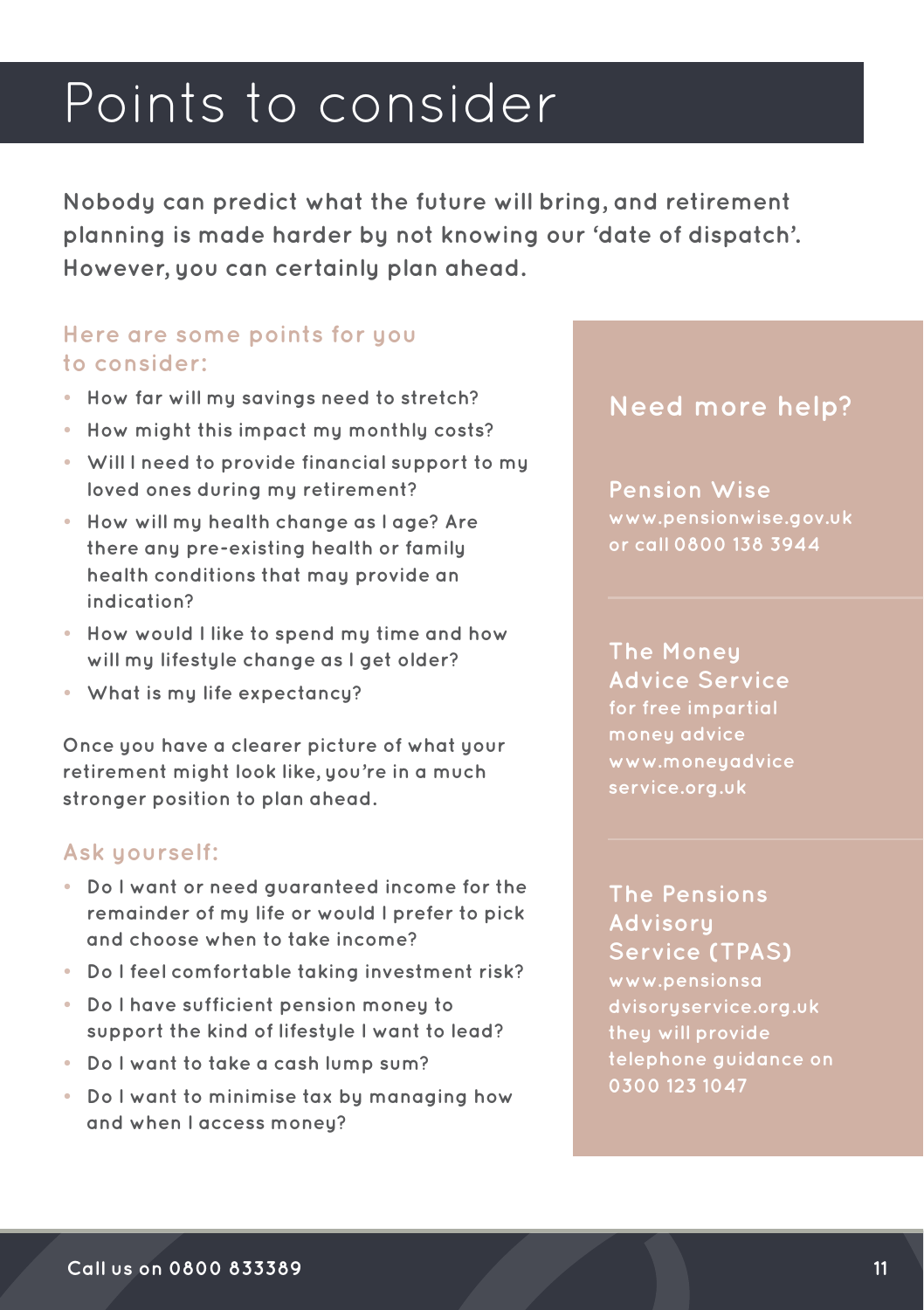# Points to consider

**Nobody can predict what the future will bring, and retirement planning is made harder by not knowing our 'date of dispatch'. However, you can certainly plan ahead.**

## Here are some points for you to consider:

- How far will my savings need to stretch?
- How might this impact my monthly costs?
- Will I need to provide financial support to my loved ones during my retirement?
- How will my health change as I age? Are there any pre-existing health or family health conditions that may provide an indication?
- How would I like to spend my time and how will my lifestyle change as I get older?
- What is my life expectancy?

Once you have a clearer picture of what your retirement might look like, you're in a much stronger position to plan ahead.

## Ask yourself:

- Do I want or need guaranteed income for the remainder of my life or would I prefer to pick and choose when to take income?
- Do I feel comfortable taking investment risk?
- Do I have sufficient pension money to support the kind of lifestyle I want to lead?
- Do I want to take a cash lump sum?
- Do I want to minimise tax by managing how and when I access money?

## Need more help?

### Pension Wise

www.pensionwise.gov.uk or call 0800 138 3944

### The Money Advice Service

for free impartial money advice www.moneyadviceservice.org.uk

### The Pensions Advisory Service (TPAS)

www.pensionsadvisoryservice.org.uk they will provide telephone guidance on 0300 123 1047

Call us on 0800 833389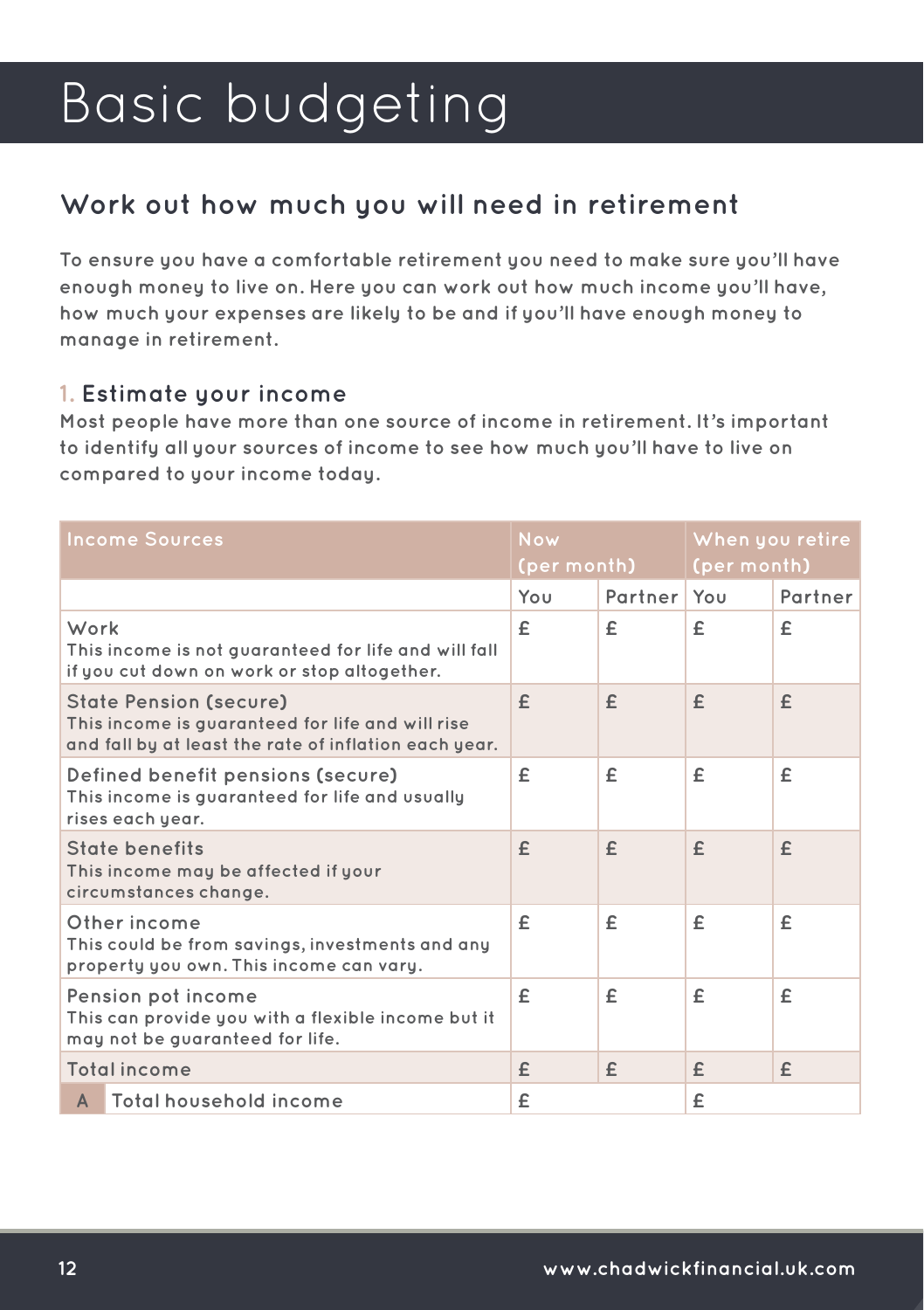# Basic budgeting

## Work out how much you will need in retirement

**To ensure you have a comfortable retirement you need to make sure you'll have enough money to live on. Here you can work out how much income you'll have, how much your expenses are likely to be and if you'll have enough money to manage in retirement.**

### 1. Estimate your income

**Most people have more than one source of income in retirement. It's important to identify all your sources of income to see how much you'll have to live on compared to your income today.**

| Income Sources | Now (per month) | | When you retire (per month) | |
|---|---|---|---|---|
| | You | Partner | You | Partner |
| Work<br>This income is not guaranteed for life and will fall if you cut down on work or stop altogether. | £ | £ | £ | £ |
| State Pension (secure)<br>This income is guaranteed for life and will rise and fall by at least the rate of inflation each year. | £ | £ | £ | £ |
| Defined benefit pensions (secure)<br>This income is guaranteed for life and usually rises each year. | £ | £ | £ | £ |
| State benefits<br>This income may be affected if your circumstances change. | £ | £ | £ | £ |
| Other income<br>This could be from savings, investments and any property you own. This income can vary. | £ | £ | £ | £ |
| Pension pot income<br>This can provide you with a flexible income but it may not be guaranteed for life. | £ | £ | £ | £ |
| Total income | £ | £ | £ | £ |
| A Total household income | £ | | £ | |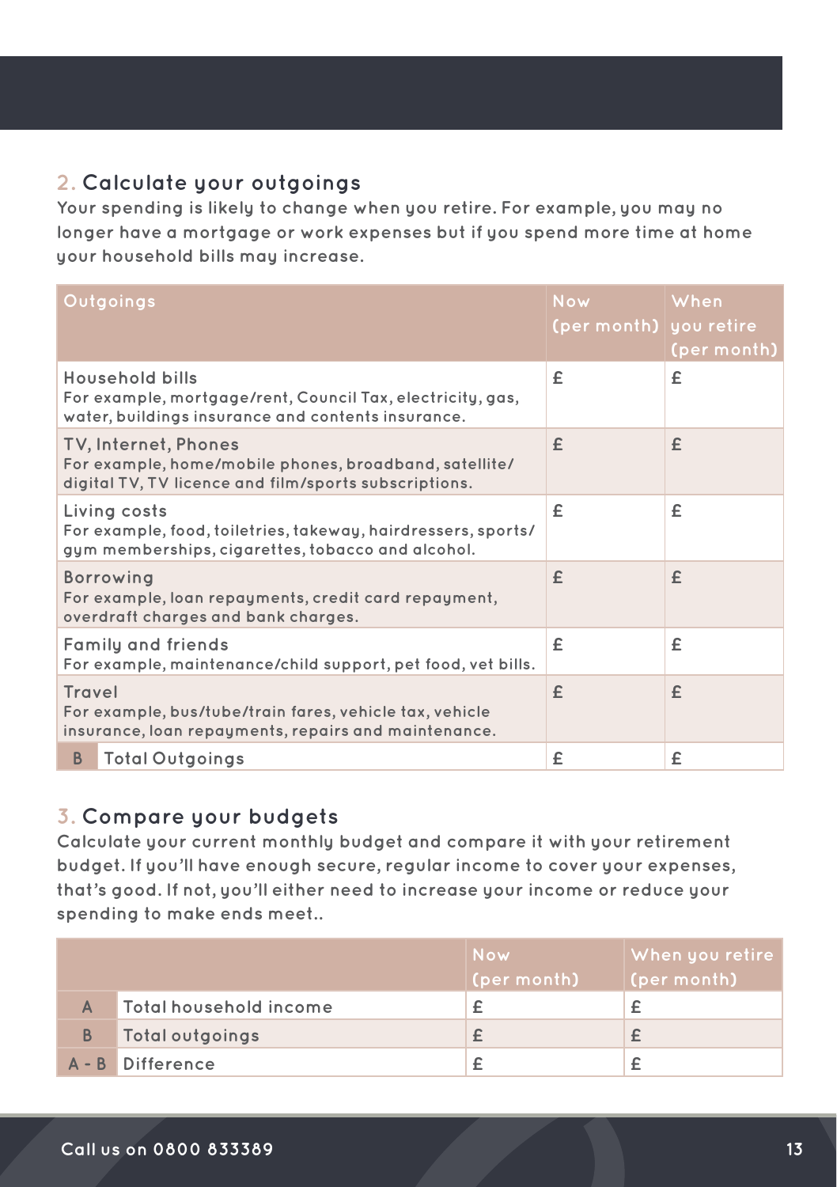## 2. Calculate your outgoings

Your spending is likely to change when you retire. For example, you may no longer have a mortgage or work expenses but if you spend more time at home your household bills may increase.

| Outgoings | | Now (per month) | When you retire (per month) |
|---|---|---|---|
| Household bills<br>For example, mortgage/rent, Council Tax, electricity, gas, water, buildings insurance and contents insurance. | | £ | £ |
| TV, Internet, Phones<br>For example, home/mobile phones, broadband, satellite/digital TV, TV licence and film/sports subscriptions. | | £ | £ |
| Living costs<br>For example, food, toiletries, takeway, hairdressers, sports/gym memberships, cigarettes, tobacco and alcohol. | | £ | £ |
| Borrowing<br>For example, loan repayments, credit card repayment, overdraft charges and bank charges. | | £ | £ |
| Family and friends<br>For example, maintenance/child support, pet food, vet bills. | | £ | £ |
| Travel<br>For example, bus/tube/train fares, vehicle tax, vehicle insurance, loan repayments, repairs and maintenance. | | £ | £ |
| B | Total Outgoings | £ | £ |

## 3. Compare your budgets

Calculate your current monthly budget and compare it with your retirement budget. If you'll have enough secure, regular income to cover your expenses, that's good. If not, you'll either need to increase your income or reduce your spending to make ends meet..

| | | Now (per month) | When you retire (per month) |
|---|---|---|---|
| A | Total household income | £ | £ |
| B | Total outgoings | £ | £ |
| A - B | Difference | £ | £ |

Call us on 0800 833389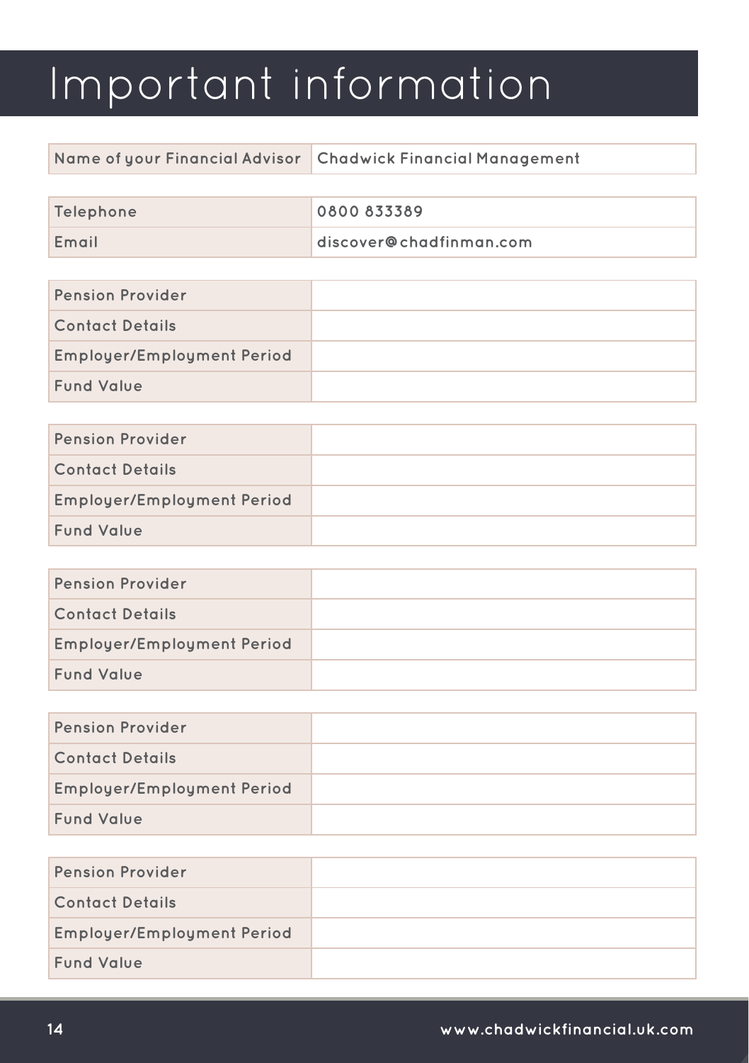# Important information

| Name of your Financial Advisor | Chadwick Financial Management |
|---|---|

| Telephone | 0800 833389 |
|---|---|
| Email | discover@chadfinman.com |

| Pension Provider | |
|---|---|
| Contact Details | |
| Employer/Employment Period | |
| Fund Value | |

| Pension Provider | |
|---|---|
| Contact Details | |
| Employer/Employment Period | |
| Fund Value | |

| Pension Provider | |
|---|---|
| Contact Details | |
| Employer/Employment Period | |
| Fund Value | |

| Pension Provider | |
|---|---|
| Contact Details | |
| Employer/Employment Period | |
| Fund Value | |

| Pension Provider | |
|---|---|
| Contact Details | |
| Employer/Employment Period | |
| Fund Value | |

www.chadwickfinancial.uk.com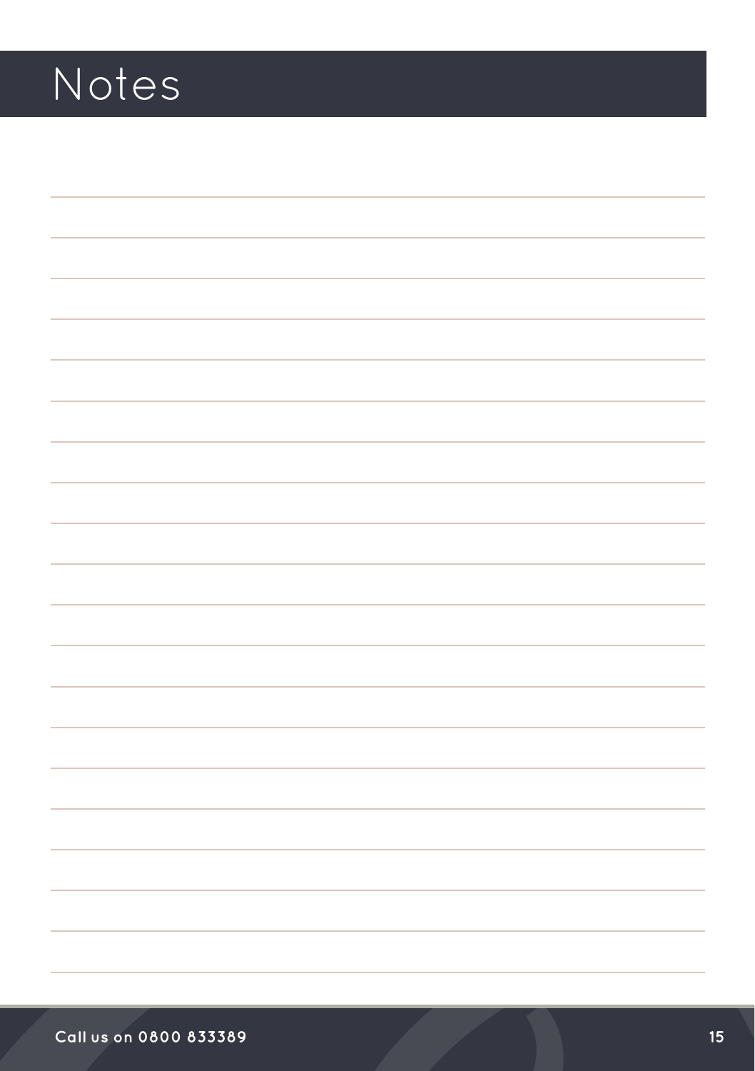# Notes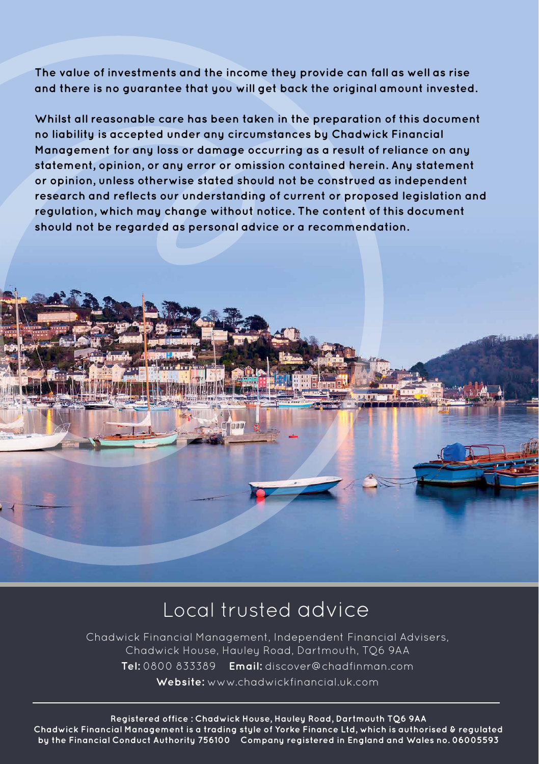**The value of investments and the income they provide can fall as well as rise and there is no guarantee that you will get back the original amount invested.**

**Whilst all reasonable care has been taken in the preparation of this document no liability is accepted under any circumstances by Chadwick Financial Management for any loss or damage occurring as a result of reliance on any statement, opinion, or any error or omission contained herein. Any statement or opinion, unless otherwise stated should not be construed as independent research and reflects our understanding of current or proposed legislation and regulation, which may change without notice. The content of this document should not be regarded as personal advice or a recommendation.**

## Local trusted advice

Chadwick Financial Management, Independent Financial Advisers,
Chadwick House, Hauley Road, Dartmouth, TQ6 9AA

**Tel:** 0800 833389 **Email:** discover@chadfinman.com

**Website:** www.chadwickfinancial.uk.com

---

**Registered office : Chadwick House, Hauley Road, Dartmouth TQ6 9AA**
**Chadwick Financial Management is a trading style of Yorke Finance Ltd, which is authorised & regulated by the Financial Conduct Authority 756100 Company registered in England and Wales no. 06005593**